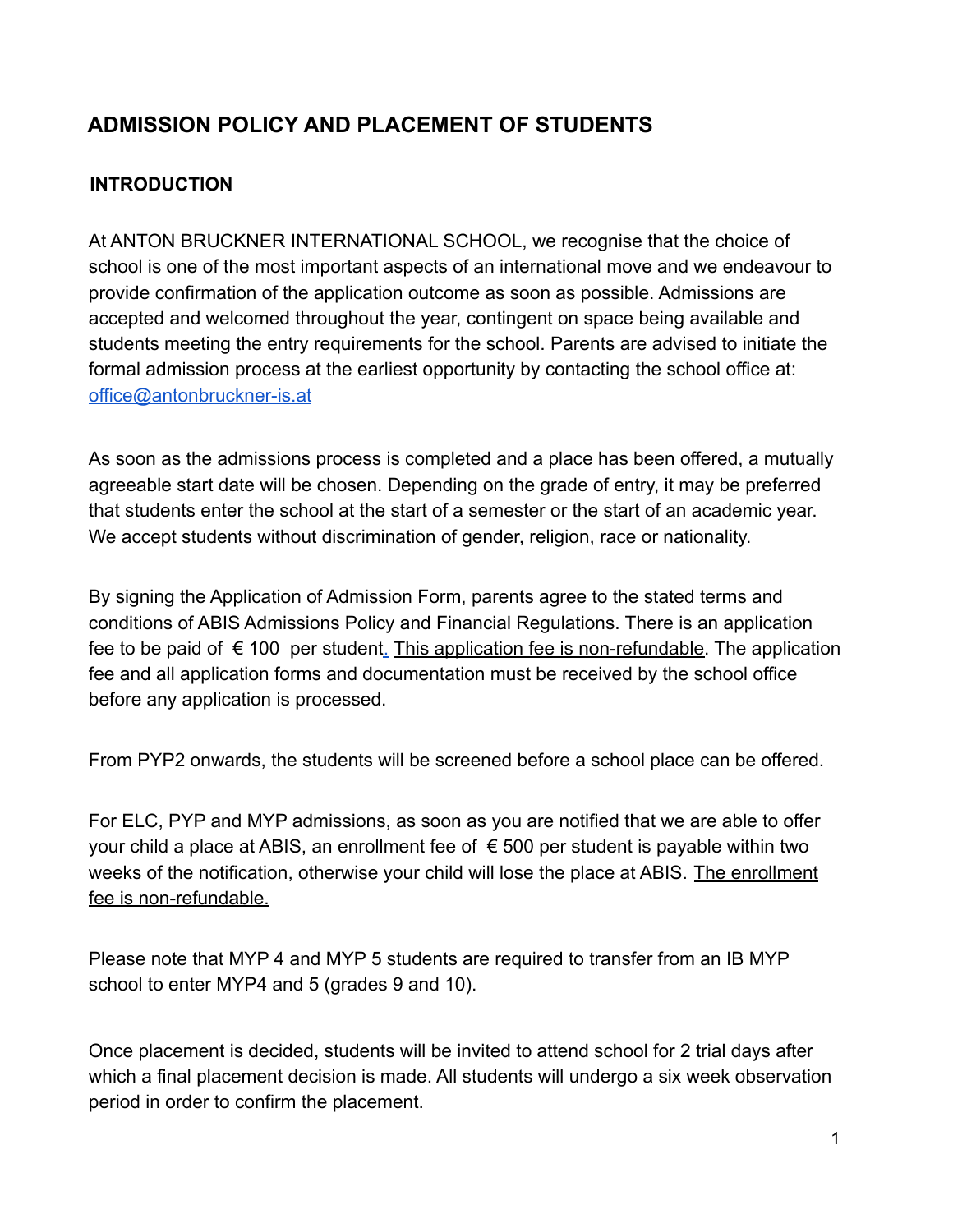# ADMISSION POLICY AND PLACEMENT OF STUDENTS

## INTRODUCTION

At ANTON BRUCKNER INTERNATIONAL SCHOOL, we recognise that the choice of school is one of the most important aspects of an international move and we endeavour to provide confirmation of the application outcome as soon as possible. Admissions are accepted and welcomed throughout the year, contingent on space being available and students meeting the entry requirements for the school. Parents are advised to initiate the formal admission process at the earliest opportunity by contacting the school office at: office@antonbruckner-is.at

As soon as the admissions process is completed and a place has been offered, a mutually agreeable start date will be chosen. Depending on the grade of entry, it may be preferred that students enter the school at the start of a semester or the start of an academic year. We accept students without discrimination of gender, religion, race or nationality.

By signing the Application of Admission Form, parents agree to the stated terms and conditions of ABIS Admissions Policy and Financial Regulations. There is an application fee to be paid of € 100 per student. This application fee is non-refundable. The application fee and all application forms and documentation must be received by the school office before any application is processed.

From PYP2 onwards, the students will be screened before a school place can be offered.

For ELC, PYP and MYP admissions, as soon as you are notified that we are able to offer your child a place at ABIS, an enrollment fee of € 500 per student is payable within two weeks of the notification, otherwise your child will lose the place at ABIS. The enrollment fee is non-refundable.

Please note that MYP 4 and MYP 5 students are required to transfer from an IB MYP school to enter MYP4 and 5 (grades 9 and 10).

Once placement is decided, students will be invited to attend school for 2 trial days after which a final placement decision is made. All students will undergo a six week observation period in order to confirm the placement.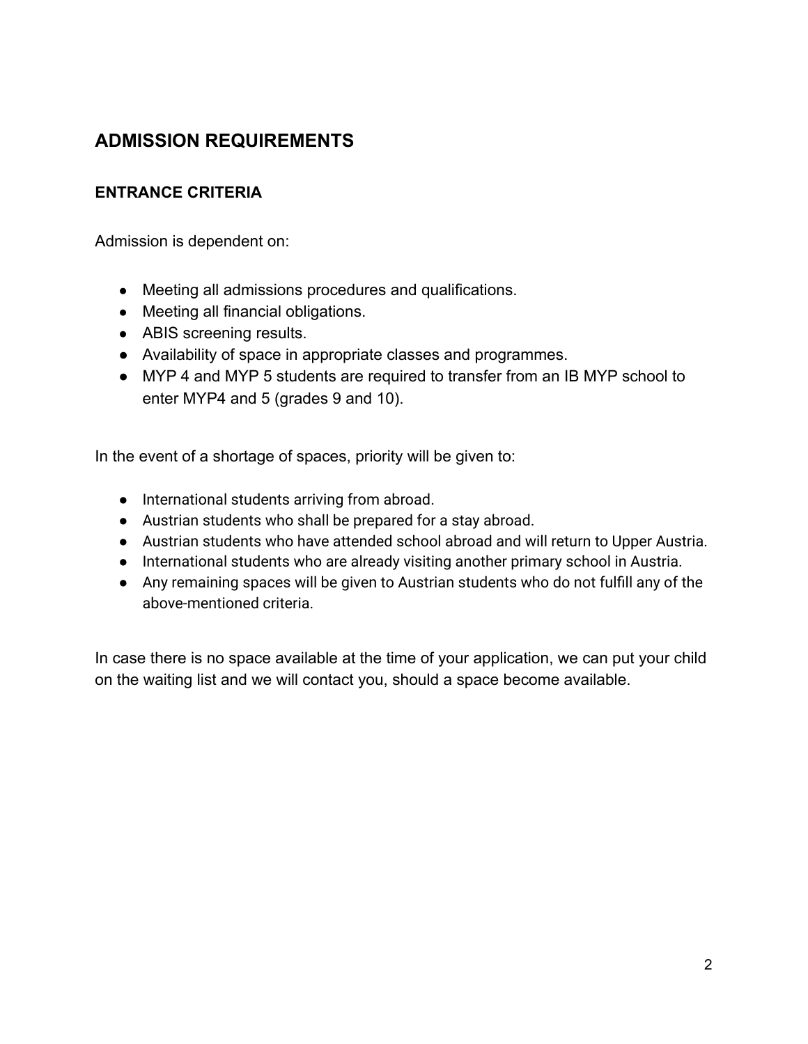## ADMISSION REQUIREMENTS

### ENTRANCE CRITERIA

Admission is dependent on:

- Meeting all admissions procedures and qualifications.
- Meeting all financial obligations.
- ABIS screening results.
- Availability of space in appropriate classes and programmes.
- MYP 4 and MYP 5 students are required to transfer from an IB MYP school to enter MYP4 and 5 (grades 9 and 10).

In the event of a shortage of spaces, priority will be given to:

- International students arriving from abroad.
- Austrian students who shall be prepared for a stay abroad.
- Austrian students who have attended school abroad and will return to Upper Austria.
- International students who are already visiting another primary school in Austria.
- Any remaining spaces will be given to Austrian students who do not fulfill any of the above-mentioned criteria.

In case there is no space available at the time of your application, we can put your child on the waiting list and we will contact you, should a space become available.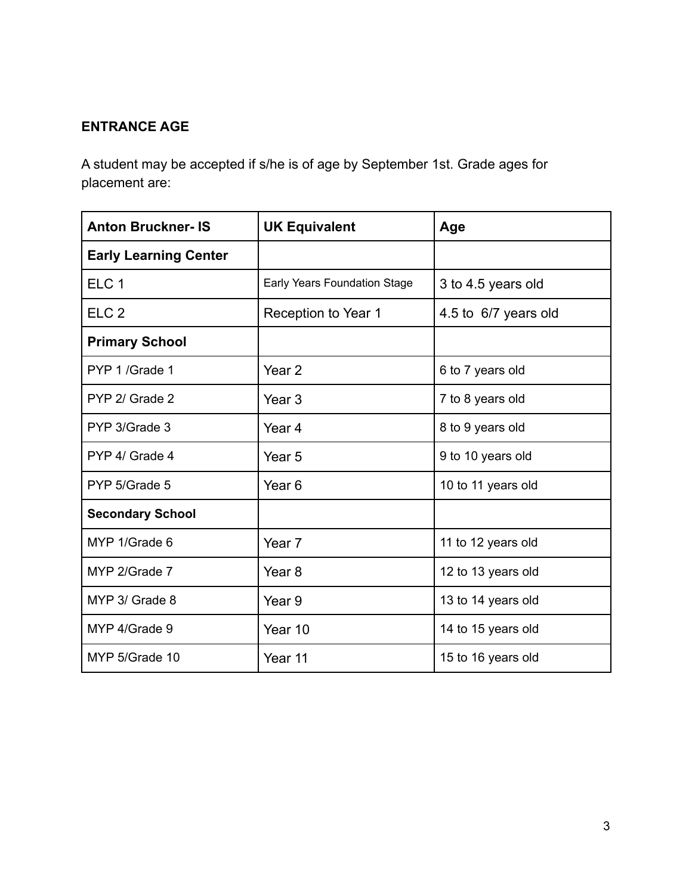**ENTRANCE AGE**

A student may be accepted if s/he is of age by September 1st. Grade ages for placement are:

| Anton Bruckner- IS | UK Equivalent | Age |
|---|---|---|
| **Early Learning Center** | | |
| ELC 1 | Early Years Foundation Stage | 3 to 4.5 years old |
| ELC 2 | Reception to Year 1 | 4.5 to 6/7 years old |
| **Primary School** | | |
| PYP 1 /Grade 1 | Year 2 | 6 to 7 years old |
| PYP 2/ Grade 2 | Year 3 | 7 to 8 years old |
| PYP 3/Grade 3 | Year 4 | 8 to 9 years old |
| PYP 4/ Grade 4 | Year 5 | 9 to 10 years old |
| PYP 5/Grade 5 | Year 6 | 10 to 11 years old |
| **Secondary School** | | |
| MYP 1/Grade 6 | Year 7 | 11 to 12 years old |
| MYP 2/Grade 7 | Year 8 | 12 to 13 years old |
| MYP 3/ Grade 8 | Year 9 | 13 to 14 years old |
| MYP 4/Grade 9 | Year 10 | 14 to 15 years old |
| MYP 5/Grade 10 | Year 11 | 15 to 16 years old |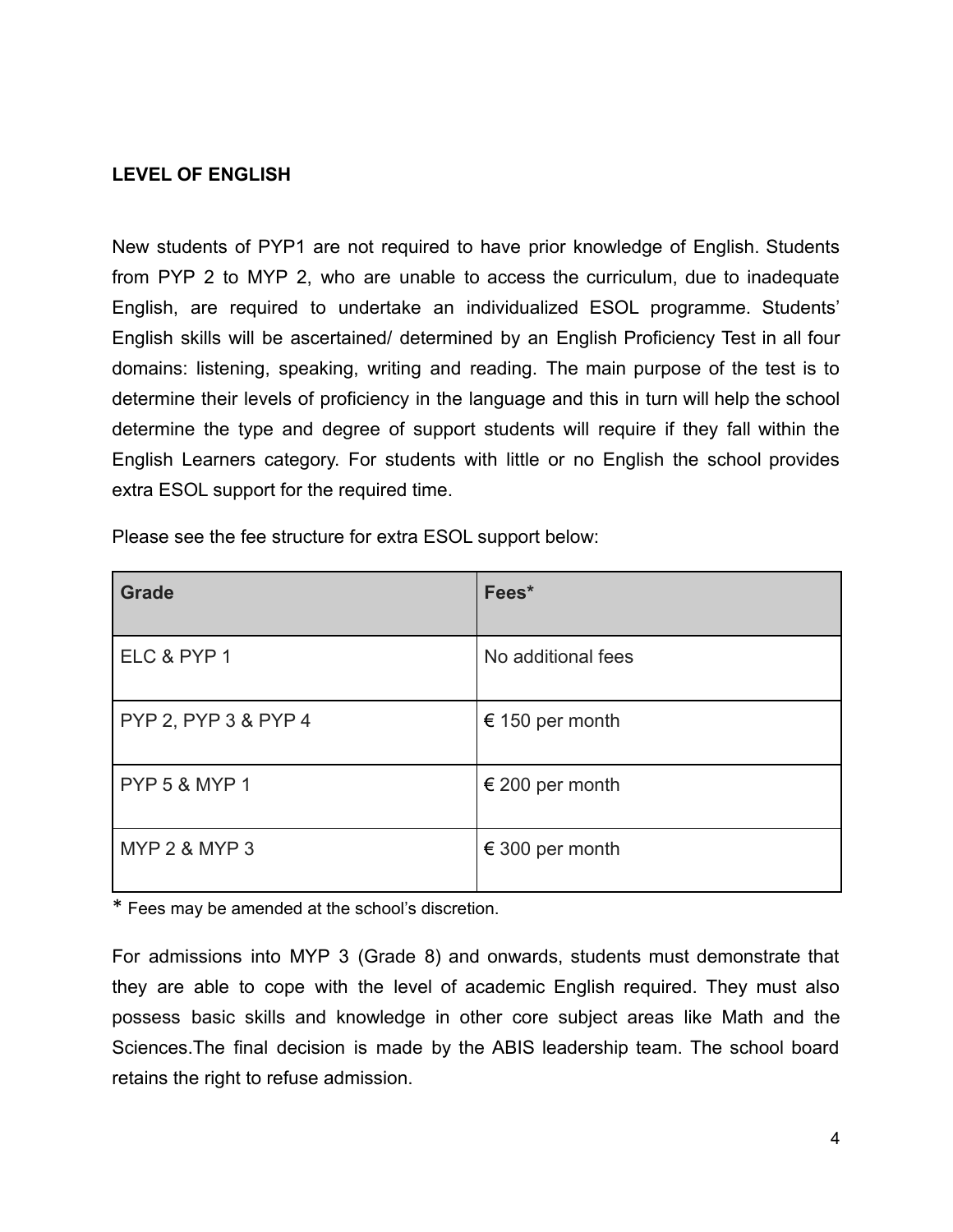## LEVEL OF ENGLISH

New students of PYP1 are not required to have prior knowledge of English. Students from PYP 2 to MYP 2, who are unable to access the curriculum, due to inadequate English, are required to undertake an individualized ESOL programme. Students' English skills will be ascertained/ determined by an English Proficiency Test in all four domains: listening, speaking, writing and reading. The main purpose of the test is to determine their levels of proficiency in the language and this in turn will help the school determine the type and degree of support students will require if they fall within the English Learners category. For students with little or no English the school provides extra ESOL support for the required time.

Please see the fee structure for extra ESOL support below:

| Grade | Fees* |
|---|---|
| ELC & PYP 1 | No additional fees |
| PYP 2, PYP 3 & PYP 4 | € 150 per month |
| PYP 5 & MYP 1 | € 200 per month |
| MYP 2 & MYP 3 | € 300 per month |

* Fees may be amended at the school's discretion.

For admissions into MYP 3 (Grade 8) and onwards, students must demonstrate that they are able to cope with the level of academic English required. They must also possess basic skills and knowledge in other core subject areas like Math and the Sciences.The final decision is made by the ABIS leadership team. The school board retains the right to refuse admission.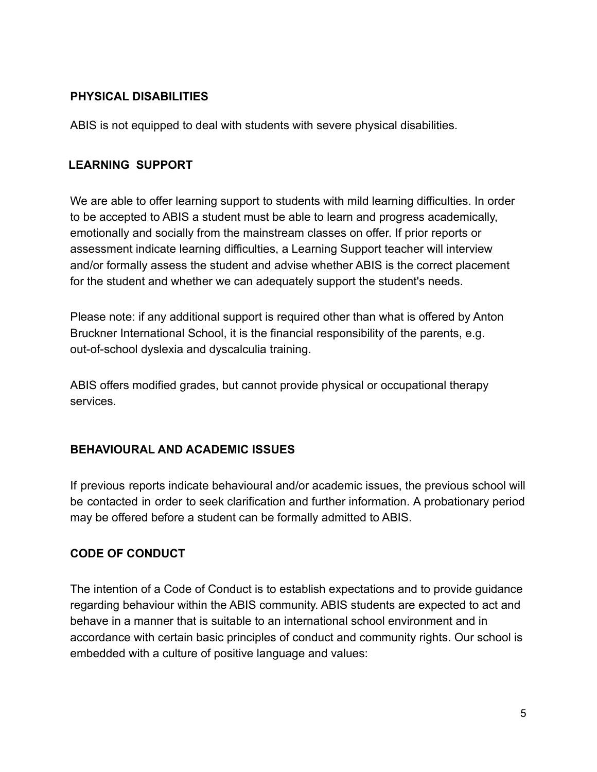## PHYSICAL DISABILITIES

ABIS is not equipped to deal with students with severe physical disabilities.

## LEARNING SUPPORT

We are able to offer learning support to students with mild learning difficulties. In order to be accepted to ABIS a student must be able to learn and progress academically, emotionally and socially from the mainstream classes on offer. If prior reports or assessment indicate learning difficulties, a Learning Support teacher will interview and/or formally assess the student and advise whether ABIS is the correct placement for the student and whether we can adequately support the student's needs.

Please note: if any additional support is required other than what is offered by Anton Bruckner International School, it is the financial responsibility of the parents, e.g. out-of-school dyslexia and dyscalculia training.

ABIS offers modified grades, but cannot provide physical or occupational therapy services.

## BEHAVIOURAL AND ACADEMIC ISSUES

If previous reports indicate behavioural and/or academic issues, the previous school will be contacted in order to seek clarification and further information. A probationary period may be offered before a student can be formally admitted to ABIS.

## CODE OF CONDUCT

The intention of a Code of Conduct is to establish expectations and to provide guidance regarding behaviour within the ABIS community. ABIS students are expected to act and behave in a manner that is suitable to an international school environment and in accordance with certain basic principles of conduct and community rights. Our school is embedded with a culture of positive language and values: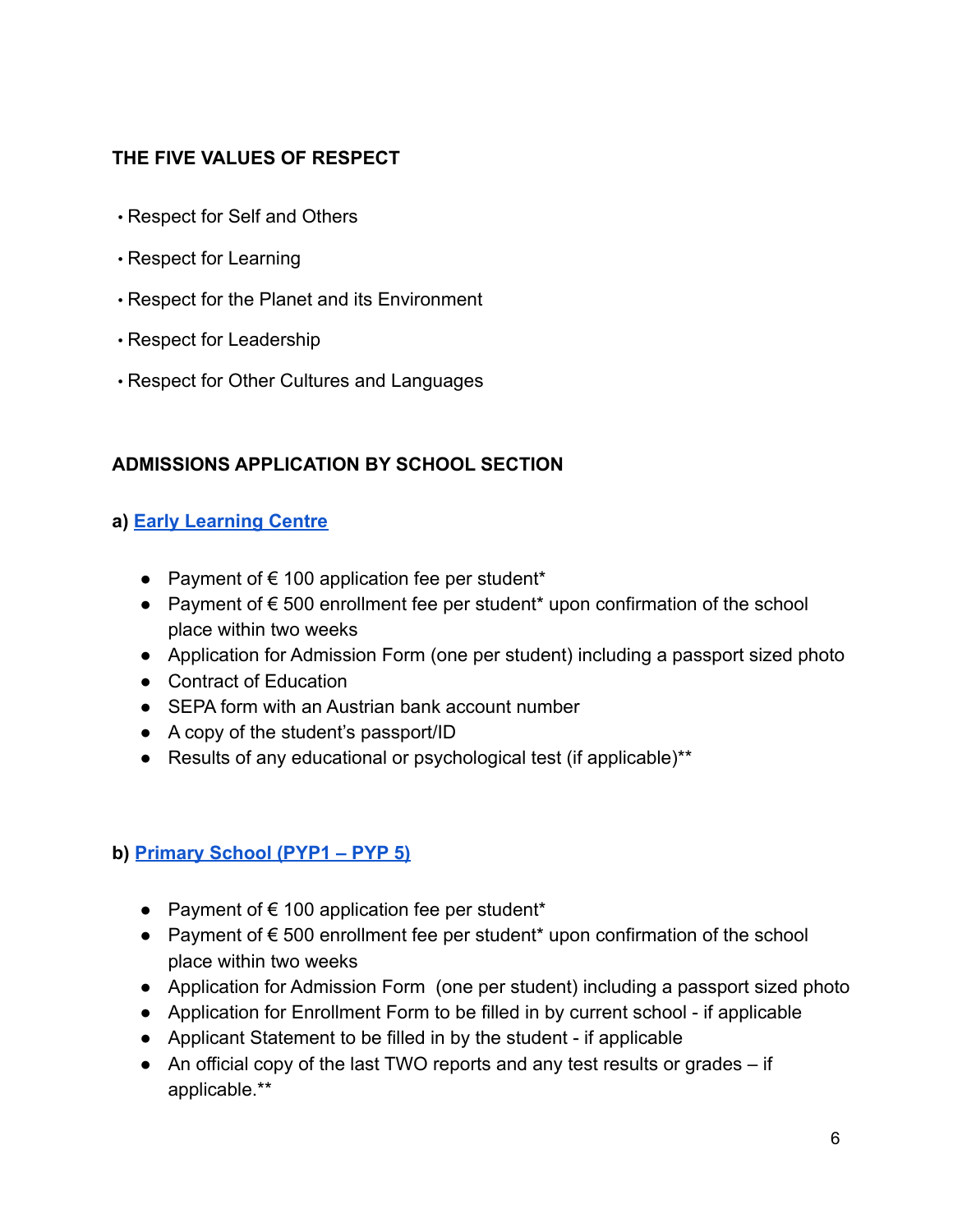## THE FIVE VALUES OF RESPECT

- Respect for Self and Others
- Respect for Learning
- Respect for the Planet and its Environment
- Respect for Leadership
- Respect for Other Cultures and Languages

## ADMISSIONS APPLICATION BY SCHOOL SECTION

### a) Early Learning Centre

- Payment of € 100 application fee per student*
- Payment of € 500 enrollment fee per student* upon confirmation of the school place within two weeks
- Application for Admission Form (one per student) including a passport sized photo
- Contract of Education
- SEPA form with an Austrian bank account number
- A copy of the student's passport/ID
- Results of any educational or psychological test (if applicable)**

### b) Primary School (PYP1 – PYP 5)

- Payment of € 100 application fee per student*
- Payment of € 500 enrollment fee per student* upon confirmation of the school place within two weeks
- Application for Admission Form (one per student) including a passport sized photo
- Application for Enrollment Form to be filled in by current school - if applicable
- Applicant Statement to be filled in by the student - if applicable
- An official copy of the last TWO reports and any test results or grades – if applicable.**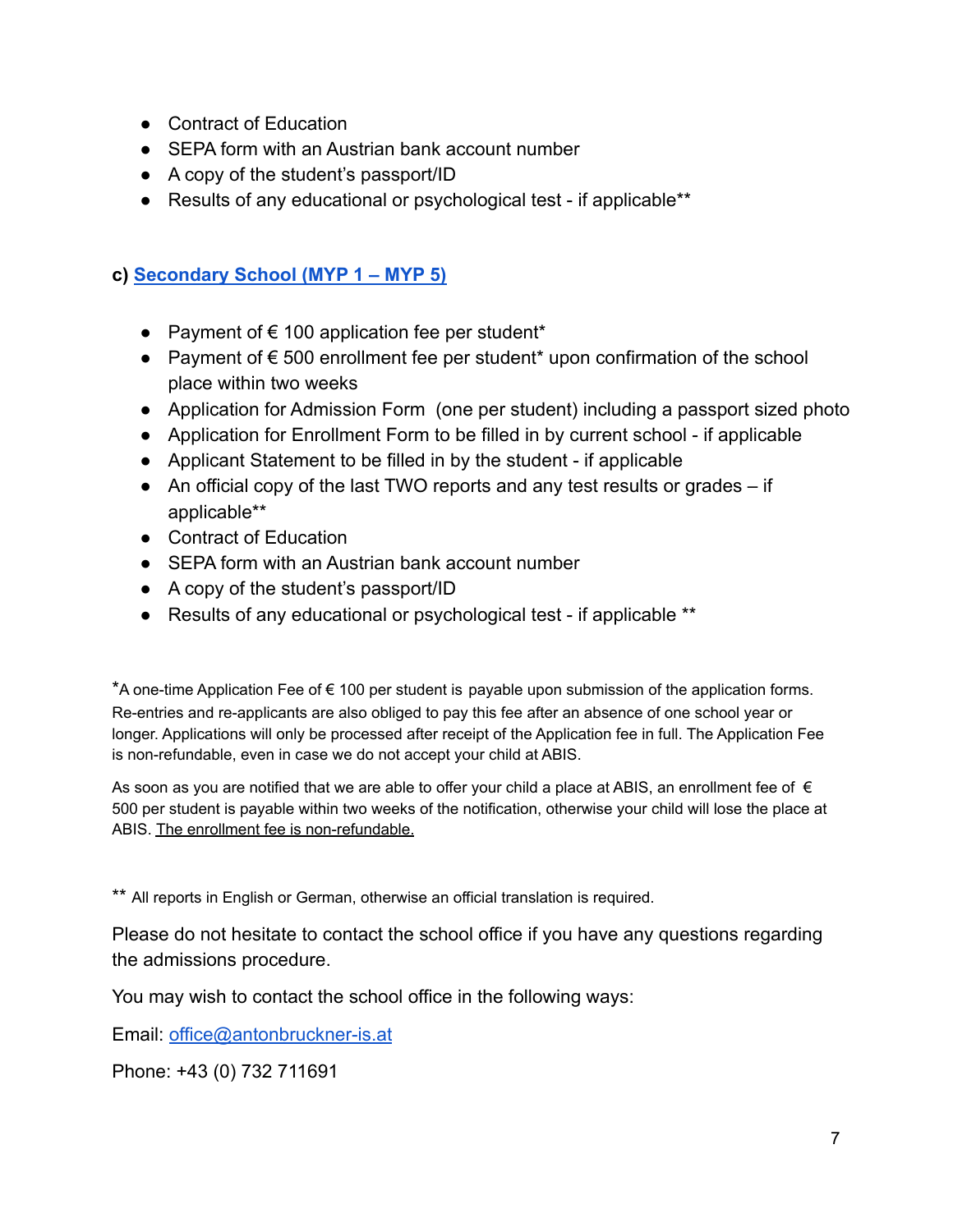- Contract of Education
- SEPA form with an Austrian bank account number
- A copy of the student's passport/ID
- Results of any educational or psychological test - if applicable**

**c) [Secondary School (MYP 1 – MYP 5)]()**

- Payment of € 100 application fee per student*
- Payment of € 500 enrollment fee per student* upon confirmation of the school place within two weeks
- Application for Admission Form (one per student) including a passport sized photo
- Application for Enrollment Form to be filled in by current school - if applicable
- Applicant Statement to be filled in by the student - if applicable
- An official copy of the last TWO reports and any test results or grades – if applicable**
- Contract of Education
- SEPA form with an Austrian bank account number
- A copy of the student's passport/ID
- Results of any educational or psychological test - if applicable **

*A one-time Application Fee of € 100 per student is payable upon submission of the application forms. Re-entries and re-applicants are also obliged to pay this fee after an absence of one school year or longer. Applications will only be processed after receipt of the Application fee in full. The Application Fee is non-refundable, even in case we do not accept your child at ABIS.

As soon as you are notified that we are able to offer your child a place at ABIS, an enrollment fee of € 500 per student is payable within two weeks of the notification, otherwise your child will lose the place at ABIS. The enrollment fee is non-refundable.

** All reports in English or German, otherwise an official translation is required.

Please do not hesitate to contact the school office if you have any questions regarding the admissions procedure.

You may wish to contact the school office in the following ways:

Email: [office@antonbruckner-is.at](mailto:office@antonbruckner-is.at)

Phone: +43 (0) 732 711691